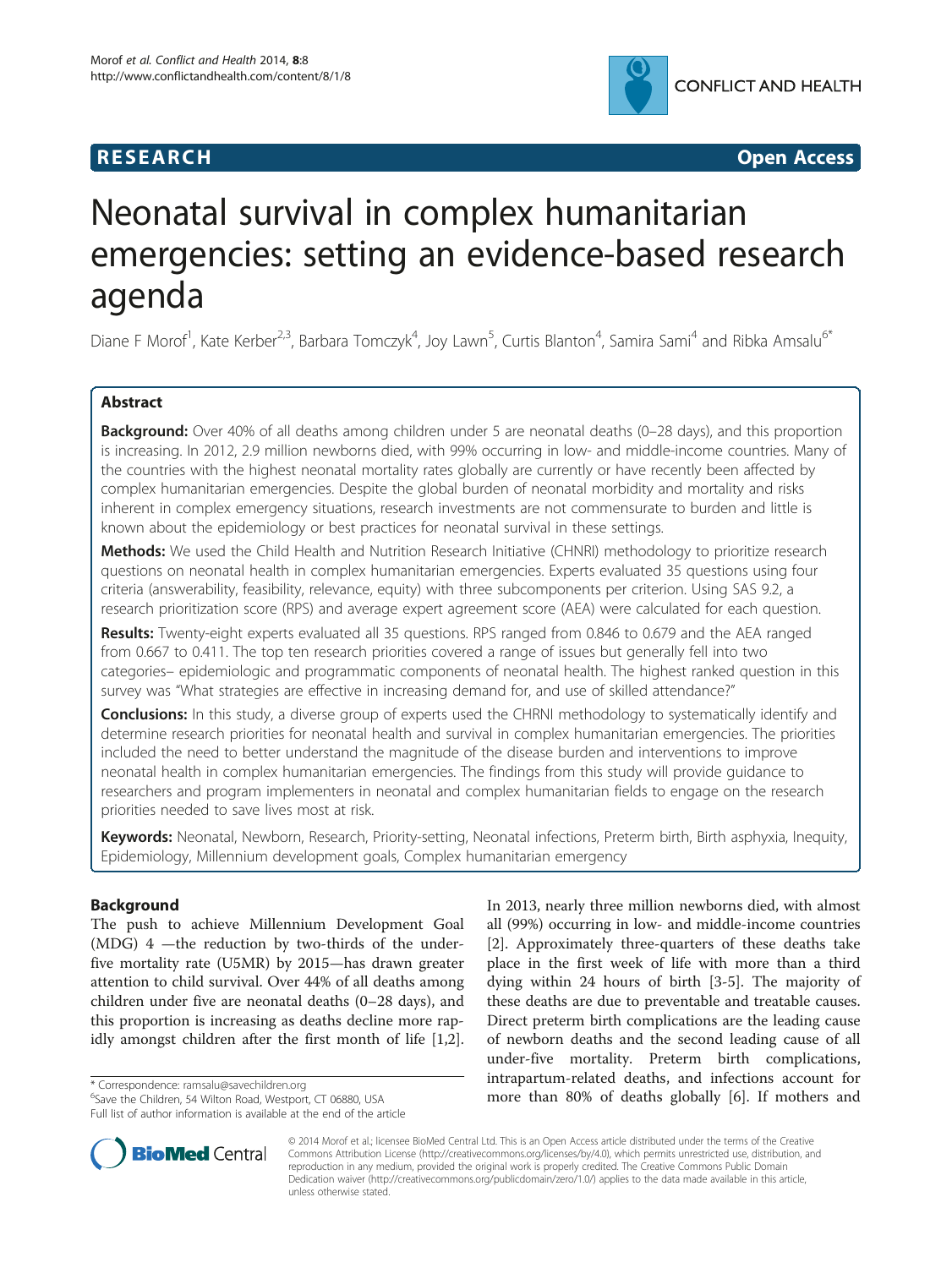**RESEARCH** **Open Access**

# Neonatal survival in complex humanitarian emergencies: setting an evidence-based research agenda

Diane F Morof[1], Kate Kerber[2,3], Barbara Tomczyk[4], Joy Lawn[5], Curtis Blanton[4], Samira Sami[4] and Ribka Amsalu[6*]

## Abstract

**Background:** Over 40% of all deaths among children under 5 are neonatal deaths (0–28 days), and this proportion is increasing. In 2012, 2.9 million newborns died, with 99% occurring in low- and middle-income countries. Many of the countries with the highest neonatal mortality rates globally are currently or have recently been affected by complex humanitarian emergencies. Despite the global burden of neonatal morbidity and mortality and risks inherent in complex emergency situations, research investments are not commensurate to burden and little is known about the epidemiology or best practices for neonatal survival in these settings.

**Methods:** We used the Child Health and Nutrition Research Initiative (CHNRI) methodology to prioritize research questions on neonatal health in complex humanitarian emergencies. Experts evaluated 35 questions using four criteria (answerability, feasibility, relevance, equity) with three subcomponents per criterion. Using SAS 9.2, a research prioritization score (RPS) and average expert agreement score (AEA) were calculated for each question.

**Results:** Twenty-eight experts evaluated all 35 questions. RPS ranged from 0.846 to 0.679 and the AEA ranged from 0.667 to 0.411. The top ten research priorities covered a range of issues but generally fell into two categories– epidemiologic and programmatic components of neonatal health. The highest ranked question in this survey was "What strategies are effective in increasing demand for, and use of skilled attendance?"

**Conclusions:** In this study, a diverse group of experts used the CHRNI methodology to systematically identify and determine research priorities for neonatal health and survival in complex humanitarian emergencies. The priorities included the need to better understand the magnitude of the disease burden and interventions to improve neonatal health in complex humanitarian emergencies. The findings from this study will provide guidance to researchers and program implementers in neonatal and complex humanitarian fields to engage on the research priorities needed to save lives most at risk.

**Keywords:** Neonatal, Newborn, Research, Priority-setting, Neonatal infections, Preterm birth, Birth asphyxia, Inequity, Epidemiology, Millennium development goals, Complex humanitarian emergency

## Background

The push to achieve Millennium Development Goal (MDG) 4 —the reduction by two-thirds of the under-five mortality rate (U5MR) by 2015—has drawn greater attention to child survival. Over 44% of all deaths among children under five are neonatal deaths (0–28 days), and this proportion is increasing as deaths decline more rapidly amongst children after the first month of life [1,2]. In 2013, nearly three million newborns died, with almost all (99%) occurring in low- and middle-income countries [2]. Approximately three-quarters of these deaths take place in the first week of life with more than a third dying within 24 hours of birth [3-5]. The majority of these deaths are due to preventable and treatable causes. Direct preterm birth complications are the leading cause of newborn deaths and the second leading cause of all under-five mortality. Preterm birth complications, intrapartum-related deaths, and infections account for more than 80% of deaths globally [6]. If mothers and

\* Correspondence: ramsalu@savechildren.org
[6]Save the Children, 54 Wilton Road, Westport, CT 06880, USA
Full list of author information is available at the end of the article

© 2014 Morof et al.; licensee BioMed Central Ltd. This is an Open Access article distributed under the terms of the Creative Commons Attribution License (http://creativecommons.org/licenses/by/4.0), which permits unrestricted use, distribution, and reproduction in any medium, provided the original work is properly credited. The Creative Commons Public Domain Dedication waiver (http://creativecommons.org/publicdomain/zero/1.0/) applies to the data made available in this article, unless otherwise stated.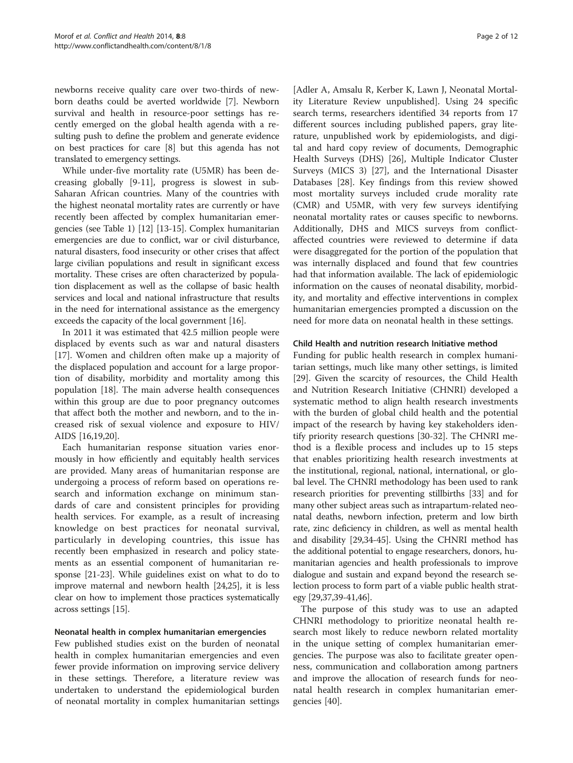newborns receive quality care over two-thirds of newborn deaths could be averted worldwide [7]. Newborn survival and health in resource-poor settings has recently emerged on the global health agenda with a resulting push to define the problem and generate evidence on best practices for care [8] but this agenda has not translated to emergency settings.

While under-five mortality rate (U5MR) has been decreasing globally [9-11], progress is slowest in sub-Saharan African countries. Many of the countries with the highest neonatal mortality rates are currently or have recently been affected by complex humanitarian emergencies (see Table 1) [12] [13-15]. Complex humanitarian emergencies are due to conflict, war or civil disturbance, natural disasters, food insecurity or other crises that affect large civilian populations and result in significant excess mortality. These crises are often characterized by population displacement as well as the collapse of basic health services and local and national infrastructure that results in the need for international assistance as the emergency exceeds the capacity of the local government [16].

In 2011 it was estimated that 42.5 million people were displaced by events such as war and natural disasters [17]. Women and children often make up a majority of the displaced population and account for a large proportion of disability, morbidity and mortality among this population [18]. The main adverse health consequences within this group are due to poor pregnancy outcomes that affect both the mother and newborn, and to the increased risk of sexual violence and exposure to HIV/AIDS [16,19,20].

Each humanitarian response situation varies enormously in how efficiently and equitably health services are provided. Many areas of humanitarian response are undergoing a process of reform based on operations research and information exchange on minimum standards of care and consistent principles for providing health services. For example, as a result of increasing knowledge on best practices for neonatal survival, particularly in developing countries, this issue has recently been emphasized in research and policy statements as an essential component of humanitarian response [21-23]. While guidelines exist on what to do to improve maternal and newborn health [24,25], it is less clear on how to implement those practices systematically across settings [15].

### Neonatal health in complex humanitarian emergencies

Few published studies exist on the burden of neonatal health in complex humanitarian emergencies and even fewer provide information on improving service delivery in these settings. Therefore, a literature review was undertaken to understand the epidemiological burden of neonatal mortality in complex humanitarian settings [Adler A, Amsalu R, Kerber K, Lawn J, Neonatal Mortality Literature Review unpublished]. Using 24 specific search terms, researchers identified 34 reports from 17 different sources including published papers, gray literature, unpublished work by epidemiologists, and digital and hard copy review of documents, Demographic Health Surveys (DHS) [26], Multiple Indicator Cluster Surveys (MICS 3) [27], and the International Disaster Databases [28]. Key findings from this review showed most mortality surveys included crude morality rate (CMR) and U5MR, with very few surveys identifying neonatal mortality rates or causes specific to newborns. Additionally, DHS and MICS surveys from conflict-affected countries were reviewed to determine if data were disaggregated for the portion of the population that was internally displaced and found that few countries had that information available. The lack of epidemiologic information on the causes of neonatal disability, morbidity, and mortality and effective interventions in complex humanitarian emergencies prompted a discussion on the need for more data on neonatal health in these settings.

### Child Health and nutrition research Initiative method

Funding for public health research in complex humanitarian settings, much like many other settings, is limited [29]. Given the scarcity of resources, the Child Health and Nutrition Research Initiative (CHNRI) developed a systematic method to align health research investments with the burden of global child health and the potential impact of the research by having key stakeholders identify priority research questions [30-32]. The CHNRI method is a flexible process and includes up to 15 steps that enables prioritizing health research investments at the institutional, regional, national, international, or global level. The CHNRI methodology has been used to rank research priorities for preventing stillbirths [33] and for many other subject areas such as intrapartum-related neonatal deaths, newborn infection, preterm and low birth rate, zinc deficiency in children, as well as mental health and disability [29,34-45]. Using the CHNRI method has the additional potential to engage researchers, donors, humanitarian agencies and health professionals to improve dialogue and sustain and expand beyond the research selection process to form part of a viable public health strategy [29,37,39-41,46].

The purpose of this study was to use an adapted CHNRI methodology to prioritize neonatal health research most likely to reduce newborn related mortality in the unique setting of complex humanitarian emergencies. The purpose was also to facilitate greater openness, communication and collaboration among partners and improve the allocation of research funds for neonatal health research in complex humanitarian emergencies [40].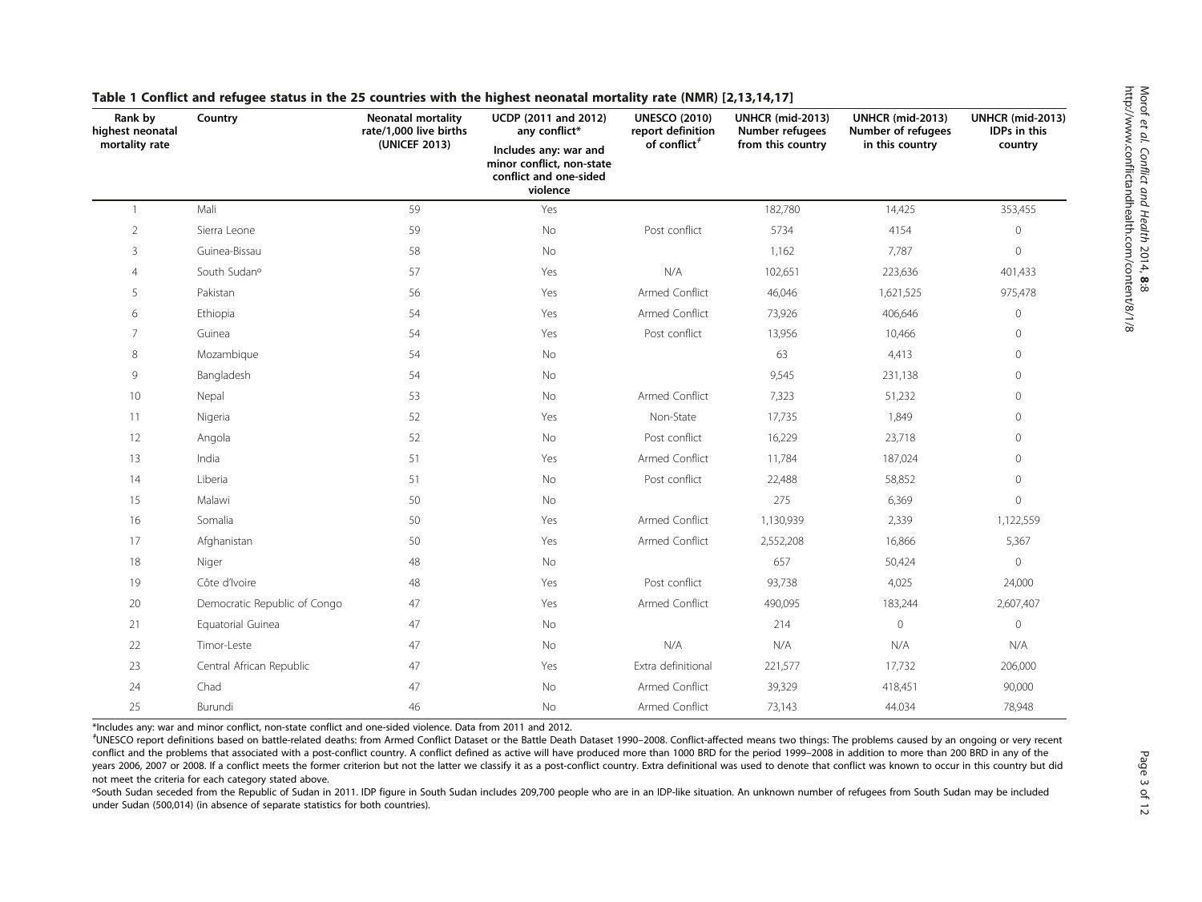**Table 1 Conflict and refugee status in the 25 countries with the highest neonatal mortality rate (NMR) [2,13,14,17]**

| Rank by highest neonatal mortality rate | Country | Neonatal mortality rate/1,000 live births (UNICEF 2013) | UCDP (2011 and 2012) any conflict* Includes any: war and minor conflict, non-state conflict and one-sided violence | UNESCO (2010) report definition of conflict[ǂ] | UNHCR (mid-2013) Number refugees from this country | UNHCR (mid-2013) Number of refugees in this country | UNHCR (mid-2013) IDPs in this country |
|---|---|---|---|---|---|---|---|
| 1 | Mali | 59 | Yes | | 182,780 | 14,425 | 353,455 |
| 2 | Sierra Leone | 59 | No | Post conflict | 5734 | 4154 | 0 |
| 3 | Guinea-Bissau | 58 | No | | 1,162 | 7,787 | 0 |
| 4 | South Sudan[o] | 57 | Yes | N/A | 102,651 | 223,636 | 401,433 |
| 5 | Pakistan | 56 | Yes | Armed Conflict | 46,046 | 1,621,525 | 975,478 |
| 6 | Ethiopia | 54 | Yes | Armed Conflict | 73,926 | 406,646 | 0 |
| 7 | Guinea | 54 | Yes | Post conflict | 13,956 | 10,466 | 0 |
| 8 | Mozambique | 54 | No | | 63 | 4,413 | 0 |
| 9 | Bangladesh | 54 | No | | 9,545 | 231,138 | 0 |
| 10 | Nepal | 53 | No | Armed Conflict | 7,323 | 51,232 | 0 |
| 11 | Nigeria | 52 | Yes | Non-State | 17,735 | 1,849 | 0 |
| 12 | Angola | 52 | No | Post conflict | 16,229 | 23,718 | 0 |
| 13 | India | 51 | Yes | Armed Conflict | 11,784 | 187,024 | 0 |
| 14 | Liberia | 51 | No | Post conflict | 22,488 | 58,852 | 0 |
| 15 | Malawi | 50 | No | | 275 | 6,369 | 0 |
| 16 | Somalia | 50 | Yes | Armed Conflict | 1,130,939 | 2,339 | 1,122,559 |
| 17 | Afghanistan | 50 | Yes | Armed Conflict | 2,552,208 | 16,866 | 5,367 |
| 18 | Niger | 48 | No | | 657 | 50,424 | 0 |
| 19 | Côte d'Ivoire | 48 | Yes | Post conflict | 93,738 | 4,025 | 24,000 |
| 20 | Democratic Republic of Congo | 47 | Yes | Armed Conflict | 490,095 | 183,244 | 2,607,407 |
| 21 | Equatorial Guinea | 47 | No | | 214 | 0 | 0 |
| 22 | Timor-Leste | 47 | No | N/A | N/A | N/A | N/A |
| 23 | Central African Republic | 47 | Yes | Extra definitional | 221,577 | 17,732 | 206,000 |
| 24 | Chad | 47 | No | Armed Conflict | 39,329 | 418,451 | 90,000 |
| 25 | Burundi | 46 | No | Armed Conflict | 73,143 | 44.034 | 78,948 |

*Includes any: war and minor conflict, non-state conflict and one-sided violence. Data from 2011 and 2012.

[ǂ]UNESCO report definitions based on battle-related deaths: from Armed Conflict Dataset or the Battle Death Dataset 1990–2008. Conflict-affected means two things: The problems caused by an ongoing or very recent conflict and the problems that associated with a post-conflict country. A conflict defined as active will have produced more than 1000 BRD for the period 1999–2008 in addition to more than 200 BRD in any of the years 2006, 2007 or 2008. If a conflict meets the former criterion but not the latter we classify it as a post-conflict country. Extra definitional was used to denote that conflict was known to occur in this country but did not meet the criteria for each category stated above.

[o]South Sudan seceded from the Republic of Sudan in 2011. IDP figure in South Sudan includes 209,700 people who are in an IDP-like situation. An unknown number of refugees from South Sudan may be included under Sudan (500,014) (in absence of separate statistics for both countries).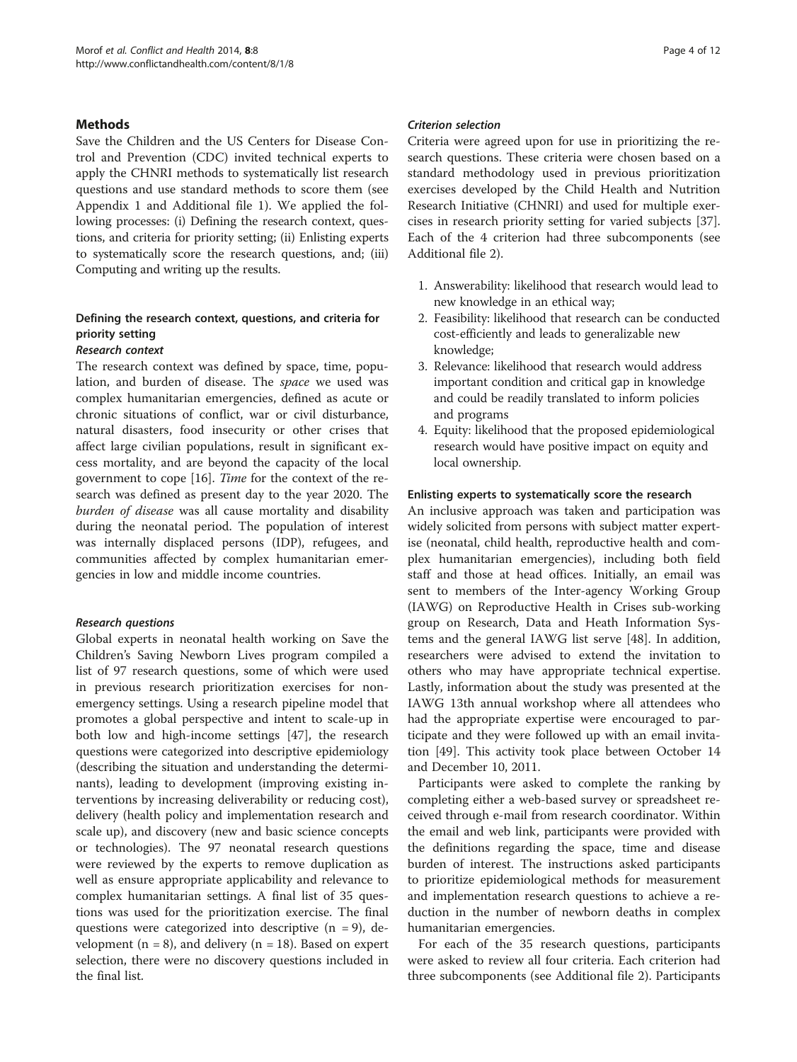## Methods

Save the Children and the US Centers for Disease Control and Prevention (CDC) invited technical experts to apply the CHNRI methods to systematically list research questions and use standard methods to score them (see Appendix 1 and Additional file 1). We applied the following processes: (i) Defining the research context, questions, and criteria for priority setting; (ii) Enlisting experts to systematically score the research questions, and; (iii) Computing and writing up the results.

### Defining the research context, questions, and criteria for priority setting

#### *Research context*

The research context was defined by space, time, population, and burden of disease. The *space* we used was complex humanitarian emergencies, defined as acute or chronic situations of conflict, war or civil disturbance, natural disasters, food insecurity or other crises that affect large civilian populations, result in significant excess mortality, and are beyond the capacity of the local government to cope [16]. *Time* for the context of the research was defined as present day to the year 2020. The *burden of disease* was all cause mortality and disability during the neonatal period. The population of interest was internally displaced persons (IDP), refugees, and communities affected by complex humanitarian emergencies in low and middle income countries.

#### *Research questions*

Global experts in neonatal health working on Save the Children's Saving Newborn Lives program compiled a list of 97 research questions, some of which were used in previous research prioritization exercises for non-emergency settings. Using a research pipeline model that promotes a global perspective and intent to scale-up in both low and high-income settings [47], the research questions were categorized into descriptive epidemiology (describing the situation and understanding the determinants), leading to development (improving existing interventions by increasing deliverability or reducing cost), delivery (health policy and implementation research and scale up), and discovery (new and basic science concepts or technologies). The 97 neonatal research questions were reviewed by the experts to remove duplication as well as ensure appropriate applicability and relevance to complex humanitarian settings. A final list of 35 questions was used for the prioritization exercise. The final questions were categorized into descriptive (n = 9), development (n = 8), and delivery (n = 18). Based on expert selection, there were no discovery questions included in the final list.

#### *Criterion selection*

Criteria were agreed upon for use in prioritizing the research questions. These criteria were chosen based on a standard methodology used in previous prioritization exercises developed by the Child Health and Nutrition Research Initiative (CHNRI) and used for multiple exercises in research priority setting for varied subjects [37]. Each of the 4 criterion had three subcomponents (see Additional file 2).

1. Answerability: likelihood that research would lead to new knowledge in an ethical way;
2. Feasibility: likelihood that research can be conducted cost-efficiently and leads to generalizable new knowledge;
3. Relevance: likelihood that research would address important condition and critical gap in knowledge and could be readily translated to inform policies and programs
4. Equity: likelihood that the proposed epidemiological research would have positive impact on equity and local ownership.

### Enlisting experts to systematically score the research

An inclusive approach was taken and participation was widely solicited from persons with subject matter expertise (neonatal, child health, reproductive health and complex humanitarian emergencies), including both field staff and those at head offices. Initially, an email was sent to members of the Inter-agency Working Group (IAWG) on Reproductive Health in Crises sub-working group on Research, Data and Heath Information Systems and the general IAWG list serve [48]. In addition, researchers were advised to extend the invitation to others who may have appropriate technical expertise. Lastly, information about the study was presented at the IAWG 13th annual workshop where all attendees who had the appropriate expertise were encouraged to participate and they were followed up with an email invitation [49]. This activity took place between October 14 and December 10, 2011.

Participants were asked to complete the ranking by completing either a web-based survey or spreadsheet received through e-mail from research coordinator. Within the email and web link, participants were provided with the definitions regarding the space, time and disease burden of interest. The instructions asked participants to prioritize epidemiological methods for measurement and implementation research questions to achieve a reduction in the number of newborn deaths in complex humanitarian emergencies.

For each of the 35 research questions, participants were asked to review all four criteria. Each criterion had three subcomponents (see Additional file 2). Participants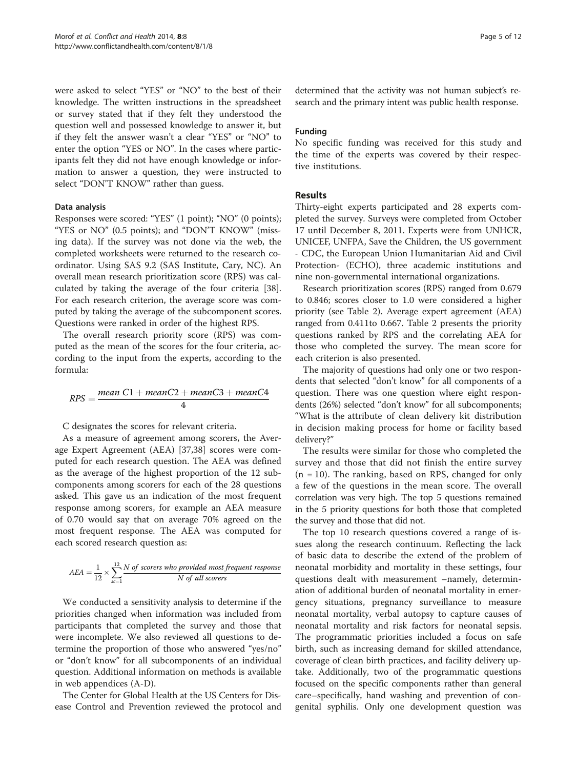were asked to select "YES" or "NO" to the best of their knowledge. The written instructions in the spreadsheet or survey stated that if they felt they understood the question well and possessed knowledge to answer it, but if they felt the answer wasn't a clear "YES" or "NO" to enter the option "YES or NO". In the cases where participants felt they did not have enough knowledge or information to answer a question, they were instructed to select "DON'T KNOW" rather than guess.

#### Data analysis

Responses were scored: "YES" (1 point); "NO" (0 points); "YES or NO" (0.5 points); and "DON'T KNOW" (missing data). If the survey was not done via the web, the completed worksheets were returned to the research coordinator. Using SAS 9.2 (SAS Institute, Cary, NC). An overall mean research prioritization score (RPS) was calculated by taking the average of the four criteria [38]. For each research criterion, the average score was computed by taking the average of the subcomponent scores. Questions were ranked in order of the highest RPS.

The overall research priority score (RPS) was computed as the mean of the scores for the four criteria, according to the input from the experts, according to the formula:

$$RPS = \frac{mean\ C1 + meanC2 + meanC3 + meanC4}{4}$$

C designates the scores for relevant criteria.

As a measure of agreement among scorers, the Average Expert Agreement (AEA) [37,38] scores were computed for each research question. The AEA was defined as the average of the highest proportion of the 12 subcomponents among scorers for each of the 28 questions asked. This gave us an indication of the most frequent response among scorers, for example an AEA measure of 0.70 would say that on average 70% agreed on the most frequent response. The AEA was computed for each scored research question as:

$$AEA = \frac{1}{12} \times \sum_{sc=1}^{12} \frac{N\ of\ scorers\ who\ provided\ most\ frequent\ response}{N\ of\ all\ scorers}$$

We conducted a sensitivity analysis to determine if the priorities changed when information was included from participants that completed the survey and those that were incomplete. We also reviewed all questions to determine the proportion of those who answered "yes/no" or "don't know" for all subcomponents of an individual question. Additional information on methods is available in web appendices (A-D).

The Center for Global Health at the US Centers for Disease Control and Prevention reviewed the protocol and determined that the activity was not human subject's research and the primary intent was public health response.

#### Funding

No specific funding was received for this study and the time of the experts was covered by their respective institutions.

## Results

Thirty-eight experts participated and 28 experts completed the survey. Surveys were completed from October 17 until December 8, 2011. Experts were from UNHCR, UNICEF, UNFPA, Save the Children, the US government - CDC, the European Union Humanitarian Aid and Civil Protection- (ECHO), three academic institutions and nine non-governmental international organizations.

Research prioritization scores (RPS) ranged from 0.679 to 0.846; scores closer to 1.0 were considered a higher priority (see Table 2). Average expert agreement (AEA) ranged from 0.411to 0.667. Table 2 presents the priority questions ranked by RPS and the correlating AEA for those who completed the survey. The mean score for each criterion is also presented.

The majority of questions had only one or two respondents that selected "don't know" for all components of a question. There was one question where eight respondents (26%) selected "don't know" for all subcomponents; "What is the attribute of clean delivery kit distribution in decision making process for home or facility based delivery?"

The results were similar for those who completed the survey and those that did not finish the entire survey (n = 10). The ranking, based on RPS, changed for only a few of the questions in the mean score. The overall correlation was very high. The top 5 questions remained in the 5 priority questions for both those that completed the survey and those that did not.

The top 10 research questions covered a range of issues along the research continuum. Reflecting the lack of basic data to describe the extend of the problem of neonatal morbidity and mortality in these settings, four questions dealt with measurement –namely, determination of additional burden of neonatal mortality in emergency situations, pregnancy surveillance to measure neonatal mortality, verbal autopsy to capture causes of neonatal mortality and risk factors for neonatal sepsis. The programmatic priorities included a focus on safe birth, such as increasing demand for skilled attendance, coverage of clean birth practices, and facility delivery uptake. Additionally, two of the programmatic questions focused on the specific components rather than general care–specifically, hand washing and prevention of congenital syphilis. Only one development question was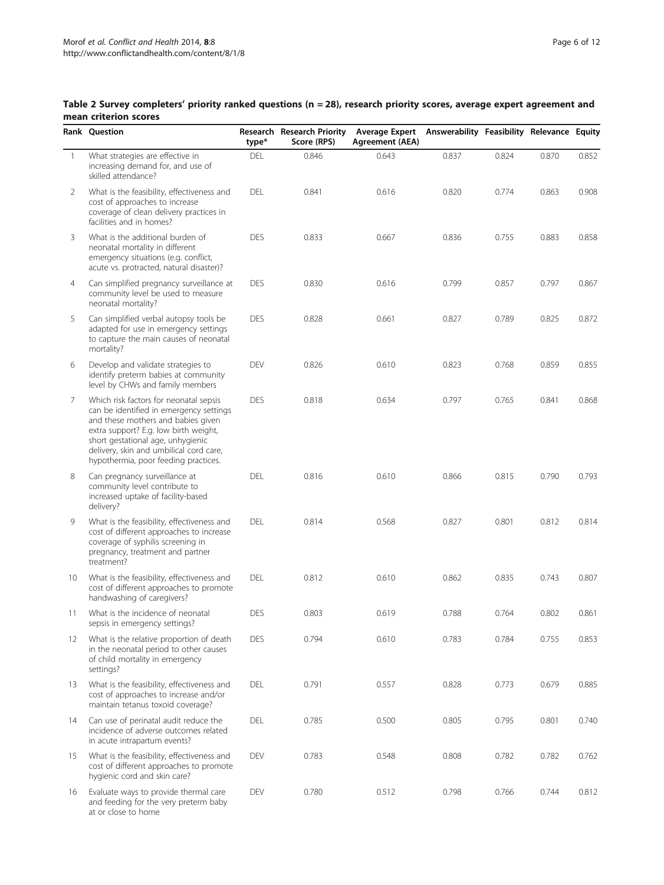**Table 2 Survey completers' priority ranked questions (n = 28), research priority scores, average expert agreement and mean criterion scores**

| Rank | Question | Research type* | Research Priority Score (RPS) | Average Expert Agreement (AEA) | Answerability | Feasibility | Relevance | Equity |
|---|---|---|---|---|---|---|---|---|
| 1 | What strategies are effective in increasing demand for, and use of skilled attendance? | DEL | 0.846 | 0.643 | 0.837 | 0.824 | 0.870 | 0.852 |
| 2 | What is the feasibility, effectiveness and cost of approaches to increase coverage of clean delivery practices in facilities and in homes? | DEL | 0.841 | 0.616 | 0.820 | 0.774 | 0.863 | 0.908 |
| 3 | What is the additional burden of neonatal mortality in different emergency situations (e.g. conflict, acute vs. protracted, natural disaster)? | DES | 0.833 | 0.667 | 0.836 | 0.755 | 0.883 | 0.858 |
| 4 | Can simplified pregnancy surveillance at community level be used to measure neonatal mortality? | DES | 0.830 | 0.616 | 0.799 | 0.857 | 0.797 | 0.867 |
| 5 | Can simplified verbal autopsy tools be adapted for use in emergency settings to capture the main causes of neonatal mortality? | DES | 0.828 | 0.661 | 0.827 | 0.789 | 0.825 | 0.872 |
| 6 | Develop and validate strategies to identify preterm babies at community level by CHWs and family members | DEV | 0.826 | 0.610 | 0.823 | 0.768 | 0.859 | 0.855 |
| 7 | Which risk factors for neonatal sepsis can be identified in emergency settings and these mothers and babies given extra support? E.g. low birth weight, short gestational age, unhygienic delivery, skin and umbilical cord care, hypothermia, poor feeding practices. | DES | 0.818 | 0.634 | 0.797 | 0.765 | 0.841 | 0.868 |
| 8 | Can pregnancy surveillance at community level contribute to increased uptake of facility-based delivery? | DEL | 0.816 | 0.610 | 0.866 | 0.815 | 0.790 | 0.793 |
| 9 | What is the feasibility, effectiveness and cost of different approaches to increase coverage of syphilis screening in pregnancy, treatment and partner treatment? | DEL | 0.814 | 0.568 | 0.827 | 0.801 | 0.812 | 0.814 |
| 10 | What is the feasibility, effectiveness and cost of different approaches to promote handwashing of caregivers? | DEL | 0.812 | 0.610 | 0.862 | 0.835 | 0.743 | 0.807 |
| 11 | What is the incidence of neonatal sepsis in emergency settings? | DES | 0.803 | 0.619 | 0.788 | 0.764 | 0.802 | 0.861 |
| 12 | What is the relative proportion of death in the neonatal period to other causes of child mortality in emergency settings? | DES | 0.794 | 0.610 | 0.783 | 0.784 | 0.755 | 0.853 |
| 13 | What is the feasibility, effectiveness and cost of approaches to increase and/or maintain tetanus toxoid coverage? | DEL | 0.791 | 0.557 | 0.828 | 0.773 | 0.679 | 0.885 |
| 14 | Can use of perinatal audit reduce the incidence of adverse outcomes related in acute intrapartum events? | DEL | 0.785 | 0.500 | 0.805 | 0.795 | 0.801 | 0.740 |
| 15 | What is the feasibility, effectiveness and cost of different approaches to promote hygienic cord and skin care? | DEV | 0.783 | 0.548 | 0.808 | 0.782 | 0.782 | 0.762 |
| 16 | Evaluate ways to provide thermal care and feeding for the very preterm baby at or close to home | DEV | 0.780 | 0.512 | 0.798 | 0.766 | 0.744 | 0.812 |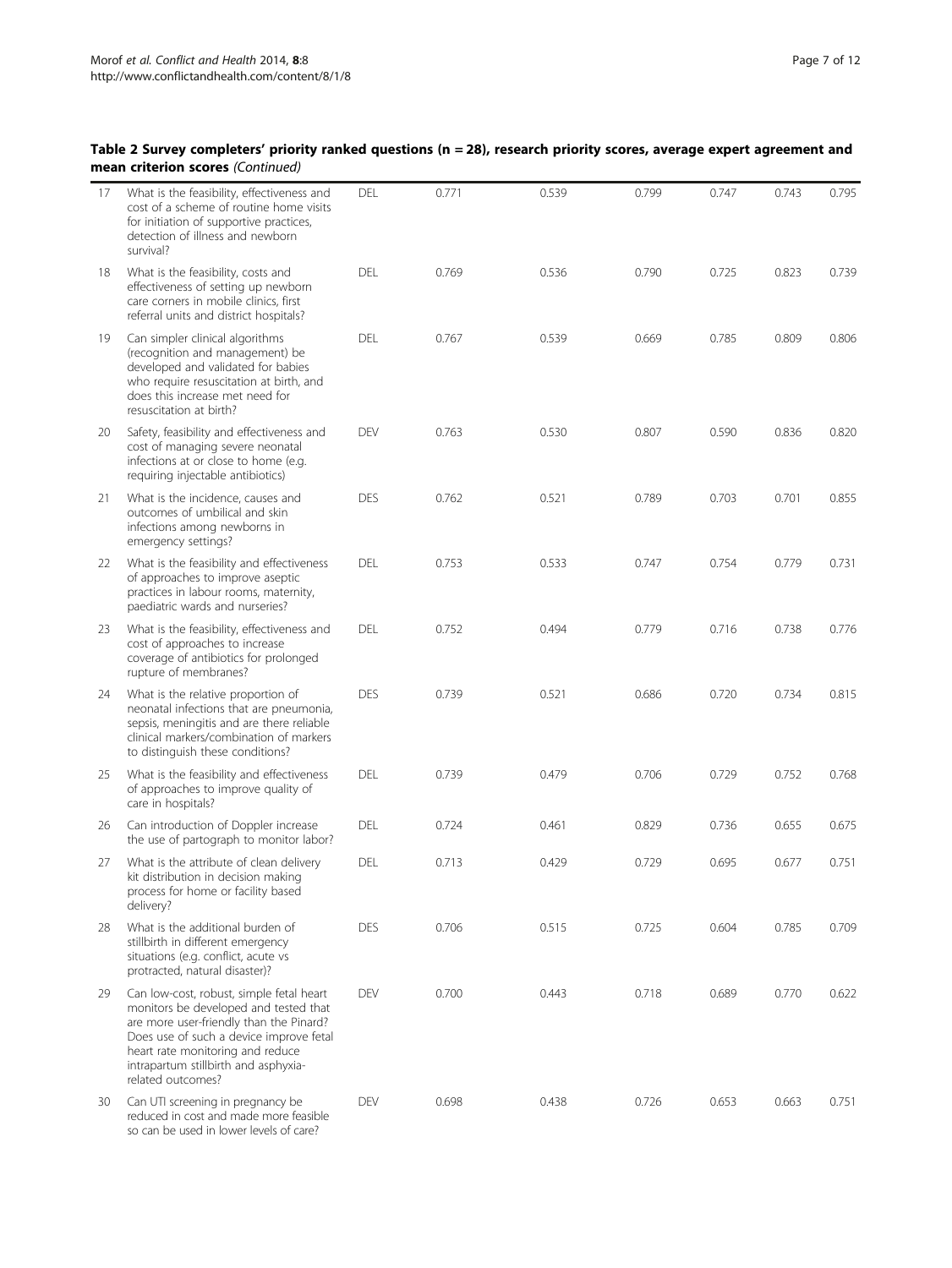**Table 2 Survey completers' priority ranked questions (n = 28), research priority scores, average expert agreement and mean criterion scores** *(Continued)*

| | | | | | | | | |
|---|---|---|---|---|---|---|---|---|
| 17 | What is the feasibility, effectiveness and cost of a scheme of routine home visits for initiation of supportive practices, detection of illness and newborn survival? | DEL | 0.771 | 0.539 | 0.799 | 0.747 | 0.743 | 0.795 |
| 18 | What is the feasibility, costs and effectiveness of setting up newborn care corners in mobile clinics, first referral units and district hospitals? | DEL | 0.769 | 0.536 | 0.790 | 0.725 | 0.823 | 0.739 |
| 19 | Can simpler clinical algorithms (recognition and management) be developed and validated for babies who require resuscitation at birth, and does this increase met need for resuscitation at birth? | DEL | 0.767 | 0.539 | 0.669 | 0.785 | 0.809 | 0.806 |
| 20 | Safety, feasibility and effectiveness and cost of managing severe neonatal infections at or close to home (e.g. requiring injectable antibiotics) | DEV | 0.763 | 0.530 | 0.807 | 0.590 | 0.836 | 0.820 |
| 21 | What is the incidence, causes and outcomes of umbilical and skin infections among newborns in emergency settings? | DES | 0.762 | 0.521 | 0.789 | 0.703 | 0.701 | 0.855 |
| 22 | What is the feasibility and effectiveness of approaches to improve aseptic practices in labour rooms, maternity, paediatric wards and nurseries? | DEL | 0.753 | 0.533 | 0.747 | 0.754 | 0.779 | 0.731 |
| 23 | What is the feasibility, effectiveness and cost of approaches to increase coverage of antibiotics for prolonged rupture of membranes? | DEL | 0.752 | 0.494 | 0.779 | 0.716 | 0.738 | 0.776 |
| 24 | What is the relative proportion of neonatal infections that are pneumonia, sepsis, meningitis and are there reliable clinical markers/combination of markers to distinguish these conditions? | DES | 0.739 | 0.521 | 0.686 | 0.720 | 0.734 | 0.815 |
| 25 | What is the feasibility and effectiveness of approaches to improve quality of care in hospitals? | DEL | 0.739 | 0.479 | 0.706 | 0.729 | 0.752 | 0.768 |
| 26 | Can introduction of Doppler increase the use of partograph to monitor labor? | DEL | 0.724 | 0.461 | 0.829 | 0.736 | 0.655 | 0.675 |
| 27 | What is the attribute of clean delivery kit distribution in decision making process for home or facility based delivery? | DEL | 0.713 | 0.429 | 0.729 | 0.695 | 0.677 | 0.751 |
| 28 | What is the additional burden of stillbirth in different emergency situations (e.g. conflict, acute vs protracted, natural disaster)? | DES | 0.706 | 0.515 | 0.725 | 0.604 | 0.785 | 0.709 |
| 29 | Can low-cost, robust, simple fetal heart monitors be developed and tested that are more user-friendly than the Pinard? Does use of such a device improve fetal heart rate monitoring and reduce intrapartum stillbirth and asphyxia-related outcomes? | DEV | 0.700 | 0.443 | 0.718 | 0.689 | 0.770 | 0.622 |
| 30 | Can UTI screening in pregnancy be reduced in cost and made more feasible so can be used in lower levels of care? | DEV | 0.698 | 0.438 | 0.726 | 0.653 | 0.663 | 0.751 |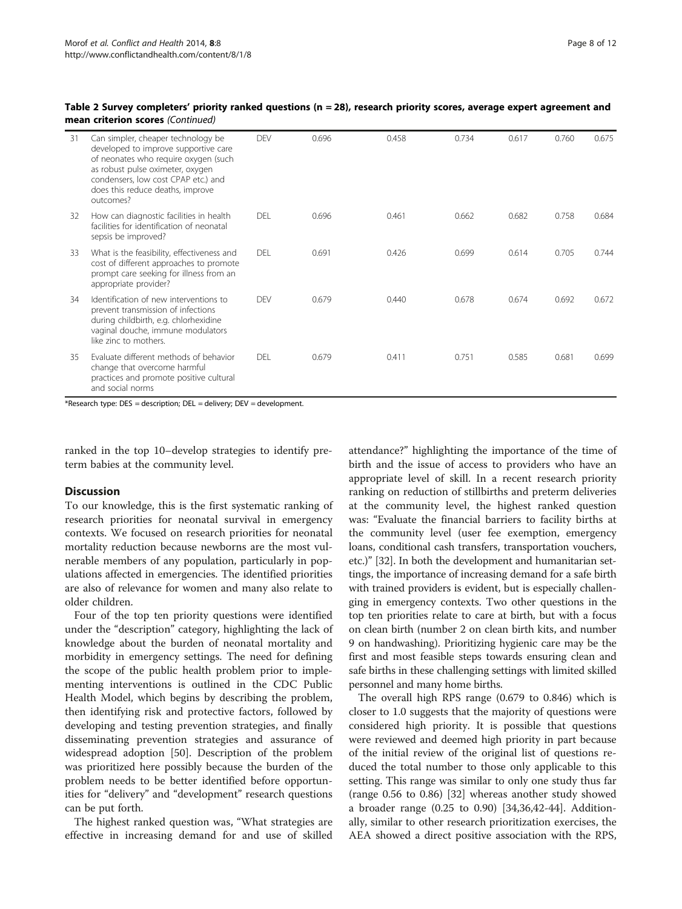**Table 2 Survey completers' priority ranked questions (n = 28), research priority scores, average expert agreement and mean criterion scores** *(Continued)*

| | | | | | | | | |
|---|---|---|---|---|---|---|---|---|
| 31 | Can simpler, cheaper technology be developed to improve supportive care of neonates who require oxygen (such as robust pulse oximeter, oxygen condensers, low cost CPAP etc.) and does this reduce deaths, improve outcomes? | DEV | 0.696 | 0.458 | 0.734 | 0.617 | 0.760 | 0.675 |
| 32 | How can diagnostic facilities in health facilities for identification of neonatal sepsis be improved? | DEL | 0.696 | 0.461 | 0.662 | 0.682 | 0.758 | 0.684 |
| 33 | What is the feasibility, effectiveness and cost of different approaches to promote prompt care seeking for illness from an appropriate provider? | DEL | 0.691 | 0.426 | 0.699 | 0.614 | 0.705 | 0.744 |
| 34 | Identification of new interventions to prevent transmission of infections during childbirth, e.g. chlorhexidine vaginal douche, immune modulators like zinc to mothers. | DEV | 0.679 | 0.440 | 0.678 | 0.674 | 0.692 | 0.672 |
| 35 | Evaluate different methods of behavior change that overcome harmful practices and promote positive cultural and social norms | DEL | 0.679 | 0.411 | 0.751 | 0.585 | 0.681 | 0.699 |

*Research type: DES = description; DEL = delivery; DEV = development.

ranked in the top 10–develop strategies to identify preterm babies at the community level.

## Discussion

To our knowledge, this is the first systematic ranking of research priorities for neonatal survival in emergency contexts. We focused on research priorities for neonatal mortality reduction because newborns are the most vulnerable members of any population, particularly in populations affected in emergencies. The identified priorities are also of relevance for women and many also relate to older children.

Four of the top ten priority questions were identified under the "description" category, highlighting the lack of knowledge about the burden of neonatal mortality and morbidity in emergency settings. The need for defining the scope of the public health problem prior to implementing interventions is outlined in the CDC Public Health Model, which begins by describing the problem, then identifying risk and protective factors, followed by developing and testing prevention strategies, and finally disseminating prevention strategies and assurance of widespread adoption [50]. Description of the problem was prioritized here possibly because the burden of the problem needs to be better identified before opportunities for "delivery" and "development" research questions can be put forth.

The highest ranked question was, "What strategies are effective in increasing demand for and use of skilled attendance?" highlighting the importance of the time of birth and the issue of access to providers who have an appropriate level of skill. In a recent research priority ranking on reduction of stillbirths and preterm deliveries at the community level, the highest ranked question was: "Evaluate the financial barriers to facility births at the community level (user fee exemption, emergency loans, conditional cash transfers, transportation vouchers, etc.)" [32]. In both the development and humanitarian settings, the importance of increasing demand for a safe birth with trained providers is evident, but is especially challenging in emergency contexts. Two other questions in the top ten priorities relate to care at birth, but with a focus on clean birth (number 2 on clean birth kits, and number 9 on handwashing). Prioritizing hygienic care may be the first and most feasible steps towards ensuring clean and safe births in these challenging settings with limited skilled personnel and many home births.

The overall high RPS range (0.679 to 0.846) which is closer to 1.0 suggests that the majority of questions were considered high priority. It is possible that questions were reviewed and deemed high priority in part because of the initial review of the original list of questions reduced the total number to those only applicable to this setting. This range was similar to only one study thus far (range 0.56 to 0.86) [32] whereas another study showed a broader range (0.25 to 0.90) [34,36,42-44]. Additionally, similar to other research prioritization exercises, the AEA showed a direct positive association with the RPS,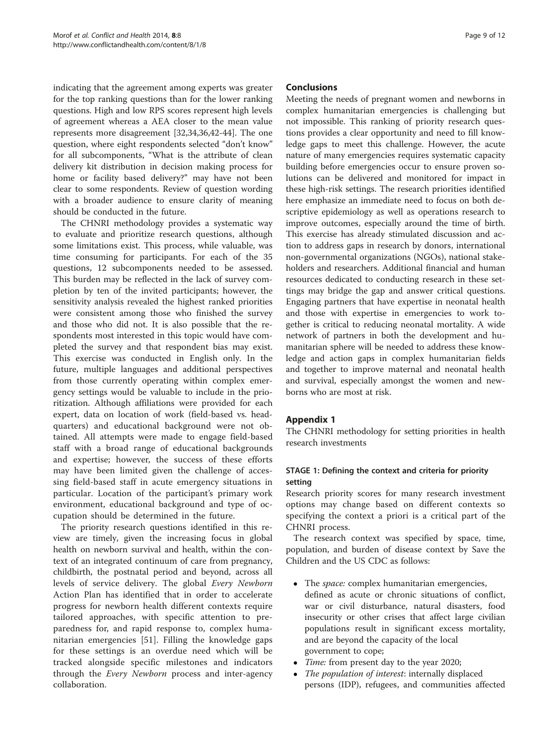indicating that the agreement among experts was greater for the top ranking questions than for the lower ranking questions. High and low RPS scores represent high levels of agreement whereas a AEA closer to the mean value represents more disagreement [32,34,36,42-44]. The one question, where eight respondents selected "don't know" for all subcomponents, "What is the attribute of clean delivery kit distribution in decision making process for home or facility based delivery?" may have not been clear to some respondents. Review of question wording with a broader audience to ensure clarity of meaning should be conducted in the future.

The CHNRI methodology provides a systematic way to evaluate and prioritize research questions, although some limitations exist. This process, while valuable, was time consuming for participants. For each of the 35 questions, 12 subcomponents needed to be assessed. This burden may be reflected in the lack of survey completion by ten of the invited participants; however, the sensitivity analysis revealed the highest ranked priorities were consistent among those who finished the survey and those who did not. It is also possible that the respondents most interested in this topic would have completed the survey and that respondent bias may exist. This exercise was conducted in English only. In the future, multiple languages and additional perspectives from those currently operating within complex emergency settings would be valuable to include in the prioritization. Although affiliations were provided for each expert, data on location of work (field-based vs. headquarters) and educational background were not obtained. All attempts were made to engage field-based staff with a broad range of educational backgrounds and expertise; however, the success of these efforts may have been limited given the challenge of accessing field-based staff in acute emergency situations in particular. Location of the participant's primary work environment, educational background and type of occupation should be determined in the future.

The priority research questions identified in this review are timely, given the increasing focus in global health on newborn survival and health, within the context of an integrated continuum of care from pregnancy, childbirth, the postnatal period and beyond, across all levels of service delivery. The global *Every Newborn* Action Plan has identified that in order to accelerate progress for newborn health different contexts require tailored approaches, with specific attention to preparedness for, and rapid response to, complex humanitarian emergencies [51]. Filling the knowledge gaps for these settings is an overdue need which will be tracked alongside specific milestones and indicators through the *Every Newborn* process and inter-agency collaboration.

## Conclusions

Meeting the needs of pregnant women and newborns in complex humanitarian emergencies is challenging but not impossible. This ranking of priority research questions provides a clear opportunity and need to fill knowledge gaps to meet this challenge. However, the acute nature of many emergencies requires systematic capacity building before emergencies occur to ensure proven solutions can be delivered and monitored for impact in these high-risk settings. The research priorities identified here emphasize an immediate need to focus on both descriptive epidemiology as well as operations research to improve outcomes, especially around the time of birth. This exercise has already stimulated discussion and action to address gaps in research by donors, international non-governmental organizations (NGOs), national stakeholders and researchers. Additional financial and human resources dedicated to conducting research in these settings may bridge the gap and answer critical questions. Engaging partners that have expertise in neonatal health and those with expertise in emergencies to work together is critical to reducing neonatal mortality. A wide network of partners in both the development and humanitarian sphere will be needed to address these knowledge and action gaps in complex humanitarian fields and together to improve maternal and neonatal health and survival, especially amongst the women and newborns who are most at risk.

## Appendix 1

The CHNRI methodology for setting priorities in health research investments

### STAGE 1: Defining the context and criteria for priority setting

Research priority scores for many research investment options may change based on different contexts so specifying the context a priori is a critical part of the CHNRI process.

The research context was specified by space, time, population, and burden of disease context by Save the Children and the US CDC as follows:

- The *space:* complex humanitarian emergencies, defined as acute or chronic situations of conflict, war or civil disturbance, natural disasters, food insecurity or other crises that affect large civilian populations result in significant excess mortality, and are beyond the capacity of the local government to cope;
- *Time:* from present day to the year 2020;
- *The population of interest*: internally displaced persons (IDP), refugees, and communities affected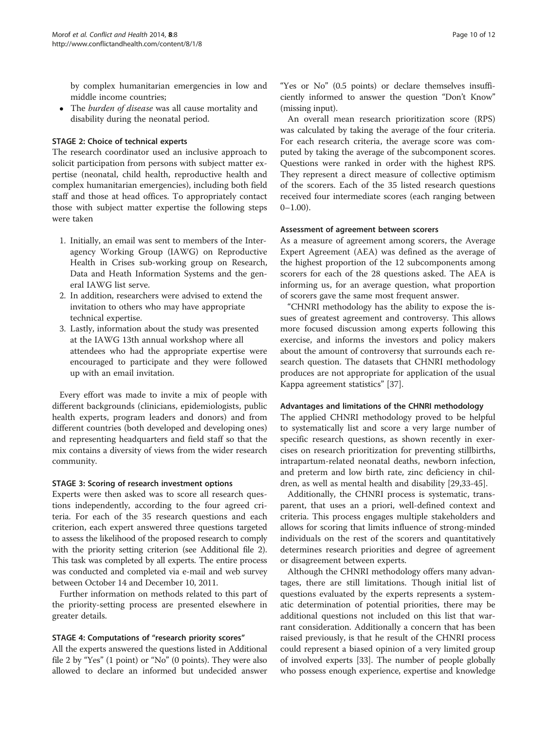by complex humanitarian emergencies in low and middle income countries;

- The *burden of disease* was all cause mortality and disability during the neonatal period.

### STAGE 2: Choice of technical experts

The research coordinator used an inclusive approach to solicit participation from persons with subject matter expertise (neonatal, child health, reproductive health and complex humanitarian emergencies), including both field staff and those at head offices. To appropriately contact those with subject matter expertise the following steps were taken

1. Initially, an email was sent to members of the Inter-agency Working Group (IAWG) on Reproductive Health in Crises sub-working group on Research, Data and Heath Information Systems and the general IAWG list serve.
2. In addition, researchers were advised to extend the invitation to others who may have appropriate technical expertise.
3. Lastly, information about the study was presented at the IAWG 13th annual workshop where all attendees who had the appropriate expertise were encouraged to participate and they were followed up with an email invitation.

Every effort was made to invite a mix of people with different backgrounds (clinicians, epidemiologists, public health experts, program leaders and donors) and from different countries (both developed and developing ones) and representing headquarters and field staff so that the mix contains a diversity of views from the wider research community.

### STAGE 3: Scoring of research investment options

Experts were then asked was to score all research questions independently, according to the four agreed criteria. For each of the 35 research questions and each criterion, each expert answered three questions targeted to assess the likelihood of the proposed research to comply with the priority setting criterion (see Additional file 2). This task was completed by all experts. The entire process was conducted and completed via e-mail and web survey between October 14 and December 10, 2011.

Further information on methods related to this part of the priority-setting process are presented elsewhere in greater details.

### STAGE 4: Computations of "research priority scores"

All the experts answered the questions listed in Additional file 2 by "Yes" (1 point) or "No" (0 points). They were also allowed to declare an informed but undecided answer "Yes or No" (0.5 points) or declare themselves insufficiently informed to answer the question "Don't Know" (missing input).

An overall mean research prioritization score (RPS) was calculated by taking the average of the four criteria. For each research criteria, the average score was computed by taking the average of the subcomponent scores. Questions were ranked in order with the highest RPS. They represent a direct measure of collective optimism of the scorers. Each of the 35 listed research questions received four intermediate scores (each ranging between 0–1.00).

### Assessment of agreement between scorers

As a measure of agreement among scorers, the Average Expert Agreement (AEA) was defined as the average of the highest proportion of the 12 subcomponents among scorers for each of the 28 questions asked. The AEA is informing us, for an average question, what proportion of scorers gave the same most frequent answer.

"CHNRI methodology has the ability to expose the issues of greatest agreement and controversy. This allows more focused discussion among experts following this exercise, and informs the investors and policy makers about the amount of controversy that surrounds each research question. The datasets that CHNRI methodology produces are not appropriate for application of the usual Kappa agreement statistics" [37].

### Advantages and limitations of the CHNRI methodology

The applied CHNRI methodology proved to be helpful to systematically list and score a very large number of specific research questions, as shown recently in exercises on research prioritization for preventing stillbirths, intrapartum-related neonatal deaths, newborn infection, and preterm and low birth rate, zinc deficiency in children, as well as mental health and disability [29,33-45].

Additionally, the CHNRI process is systematic, transparent, that uses an a priori, well-defined context and criteria. This process engages multiple stakeholders and allows for scoring that limits influence of strong-minded individuals on the rest of the scorers and quantitatively determines research priorities and degree of agreement or disagreement between experts.

Although the CHNRI methodology offers many advantages, there are still limitations. Though initial list of questions evaluated by the experts represents a systematic determination of potential priorities, there may be additional questions not included on this list that warrant consideration. Additionally a concern that has been raised previously, is that he result of the CHNRI process could represent a biased opinion of a very limited group of involved experts [33]. The number of people globally who possess enough experience, expertise and knowledge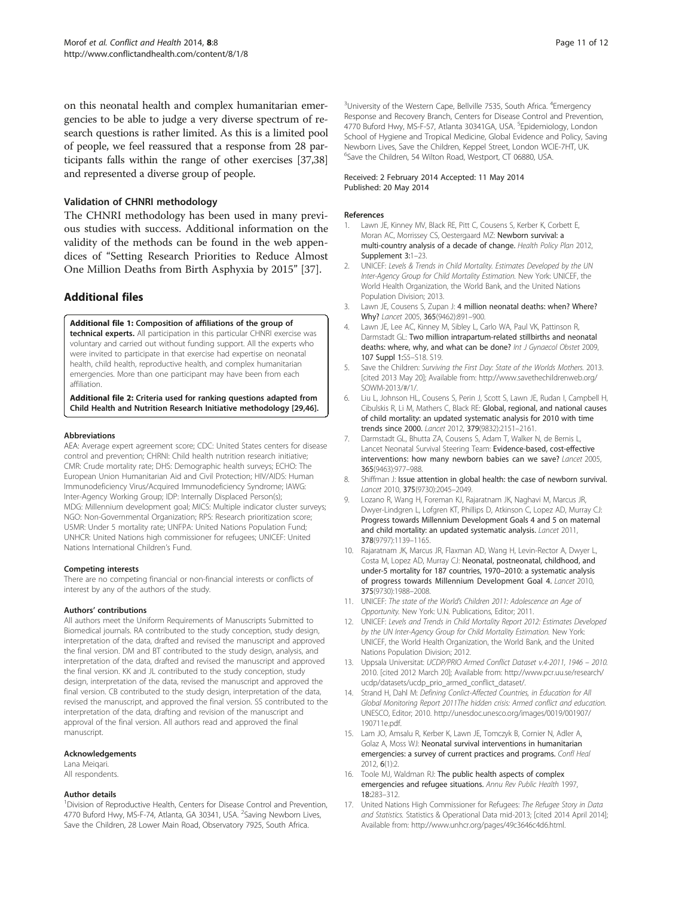on this neonatal health and complex humanitarian emergencies to be able to judge a very diverse spectrum of research questions is rather limited. As this is a limited pool of people, we feel reassured that a response from 28 participants falls within the range of other exercises [37,38] and represented a diverse group of people.

### Validation of CHNRI methodology

The CHNRI methodology has been used in many previous studies with success. Additional information on the validity of the methods can be found in the web appendices of "Setting Research Priorities to Reduce Almost One Million Deaths from Birth Asphyxia by 2015" [37].

## Additional files

**Additional file 1: Composition of affiliations of the group of technical experts.** All participation in this particular CHNRI exercise was voluntary and carried out without funding support. All the experts who were invited to participate in that exercise had expertise on neonatal health, child health, reproductive health, and complex humanitarian emergencies. More than one participant may have been from each affiliation.

**Additional file 2: Criteria used for ranking questions adapted from Child Health and Nutrition Research Initiative methodology [29,46].**

#### Abbreviations

AEA: Average expert agreement score; CDC: United States centers for disease control and prevention; CHRNI: Child health nutrition research initiative; CMR: Crude mortality rate; DHS: Demographic health surveys; ECHO: The European Union Humanitarian Aid and Civil Protection; HIV/AIDS: Human Immunodeficiency Virus/Acquired Immunodeficiency Syndrome; IAWG: Inter-Agency Working Group; IDP: Internally Displaced Person(s); MDG: Millennium development goal; MICS: Multiple indicator cluster surveys; NGO: Non-Governmental Organization; RPS: Research prioritization score; U5MR: Under 5 mortality rate; UNFPA: United Nations Population Fund; UNHCR: United Nations high commissioner for refugees; UNICEF: United Nations International Children's Fund.

#### Competing interests

There are no competing financial or non-financial interests or conflicts of interest by any of the authors of the study.

#### Authors' contributions

All authors meet the Uniform Requirements of Manuscripts Submitted to Biomedical journals. RA contributed to the study conception, study design, interpretation of the data, drafted and revised the manuscript and approved the final version. DM and BT contributed to the study design, analysis, and interpretation of the data, drafted and revised the manuscript and approved the final version. KK and JL contributed to the study conception, study design, interpretation of the data, revised the manuscript and approved the final version. CB contributed to the study design, interpretation of the data, revised the manuscript, and approved the final version. SS contributed to the interpretation of the data, drafting and revision of the manuscript and approval of the final version. All authors read and approved the final manuscript.

#### Acknowledgements

Lana Meiqari.
All respondents.

#### Author details

[1]Division of Reproductive Health, Centers for Disease Control and Prevention, 4770 Buford Hwy, MS-F-74, Atlanta, GA 30341, USA. [2]Saving Newborn Lives, Save the Children, 28 Lower Main Road, Observatory 7925, South Africa. [3]University of the Western Cape, Bellville 7535, South Africa. [4]Emergency Response and Recovery Branch, Centers for Disease Control and Prevention, 4770 Buford Hwy, MS-F-57, Atlanta 30341GA, USA. [5]Epidemiology, London School of Hygiene and Tropical Medicine, Global Evidence and Policy, Saving Newborn Lives, Save the Children, Keppel Street, London WCIE-7HT, UK. [6]Save the Children, 54 Wilton Road, Westport, CT 06880, USA.

Received: 2 February 2014 Accepted: 11 May 2014
Published: 20 May 2014

#### References

1. Lawn JE, Kinney MV, Black RE, Pitt C, Cousens S, Kerber K, Corbett E, Moran AC, Morrissey CS, Oestergaard MZ: **Newborn survival: a multi-country analysis of a decade of change.** *Health Policy Plan* 2012, Supplement 3:1–23.
2. UNICEF: *Levels & Trends in Child Mortality. Estimates Developed by the UN Inter-Agency Group for Child Mortality Estimation.* New York: UNICEF, the World Health Organization, the World Bank, and the United Nations Population Division; 2013.
3. Lawn JE, Cousens S, Zupan J: **4 million neonatal deaths: when? Where? Why?** *Lancet* 2005, **365**(9462):891–900.
4. Lawn JE, Lee AC, Kinney M, Sibley L, Carlo WA, Paul VK, Pattinson R, Darmstadt GL: **Two million intrapartum-related stillbirths and neonatal deaths: where, why, and what can be done?** *Int J Gynaecol Obstet* 2009, **107 Suppl 1:**S5–S18. S19.
5. Save the Children: *Surviving the First Day: State of the Worlds Mothers.* 2013. [cited 2013 May 20]; Available from: http://www.savethechildrenweb.org/SOWM-2013/#/1/.
6. Liu L, Johnson HL, Cousens S, Perin J, Scott S, Lawn JE, Rudan I, Campbell H, Cibulskis R, Li M, Mathers C, Black RE: **Global, regional, and national causes of child mortality: an updated systematic analysis for 2010 with time trends since 2000.** *Lancet* 2012, **379**(9832):2151–2161.
7. Darmstadt GL, Bhutta ZA, Cousens S, Adam T, Walker N, de Bernis L, Lancet Neonatal Survival Steering Team: **Evidence-based, cost-effective interventions: how many newborn babies can we save?** *Lancet* 2005, **365**(9463):977–988.
8. Shiffman J: **Issue attention in global health: the case of newborn survival.** *Lancet* 2010, **375**(9730):2045–2049.
9. Lozano R, Wang H, Foreman KJ, Rajaratnam JK, Naghavi M, Marcus JR, Dwyer-Lindgren L, Lofgren KT, Phillips D, Atkinson C, Lopez AD, Murray CJ: **Progress towards Millennium Development Goals 4 and 5 on maternal and child mortality: an updated systematic analysis.** *Lancet* 2011, **378**(9797):1139–1165.
10. Rajaratnam JK, Marcus JR, Flaxman AD, Wang H, Levin-Rector A, Dwyer L, Costa M, Lopez AD, Murray CJ: **Neonatal, postneonatal, childhood, and under-5 mortality for 187 countries, 1970–2010: a systematic analysis of progress towards Millennium Development Goal 4.** *Lancet* 2010, **375**(9730):1988–2008.
11. UNICEF: *The state of the World's Children 2011: Adolescence an Age of Opportunity.* New York: U.N. Publications, Editor; 2011.
12. UNICEF: *Levels and Trends in Child Mortality Report 2012: Estimates Developed by the UN Inter-Agency Group for Child Mortality Estimation.* New York: UNICEF, the World Health Organization, the World Bank, and the United Nations Population Division; 2012.
13. Uppsala Universitat: *UCDP/PRIO Armed Conflict Dataset v.4-2011, 1946 – 2010.* 2010. [cited 2012 March 20]; Available from: http://www.pcr.uu.se/research/ucdp/datasets/ucdp_prio_armed_conflict_dataset/.
14. Strand H, Dahl M: *Defining Conlict-Affected Countries, in Education for All Global Monitoring Report 2011The hidden crisis: Armed conflict and education.* UNESCO, Editor; 2010. http://unesdoc.unesco.org/images/0019/001907/190711e.pdf.
15. Lam JO, Amsalu R, Kerber K, Lawn JE, Tomczyk B, Cornier N, Adler A, Golaz A, Moss WJ: **Neonatal survival interventions in humanitarian emergencies: a survey of current practices and programs.** *Confl Heal* 2012, **6**(1):2.
16. Toole MJ, Waldman RJ: **The public health aspects of complex emergencies and refugee situations.** *Annu Rev Public Health* 1997, **18:**283–312.
17. United Nations High Commissioner for Refugees: *The Refugee Story in Data and Statistics.* Statistics & Operational Data mid-2013; [cited 2014 April 2014]; Available from: http://www.unhcr.org/pages/49c3646c4d6.html.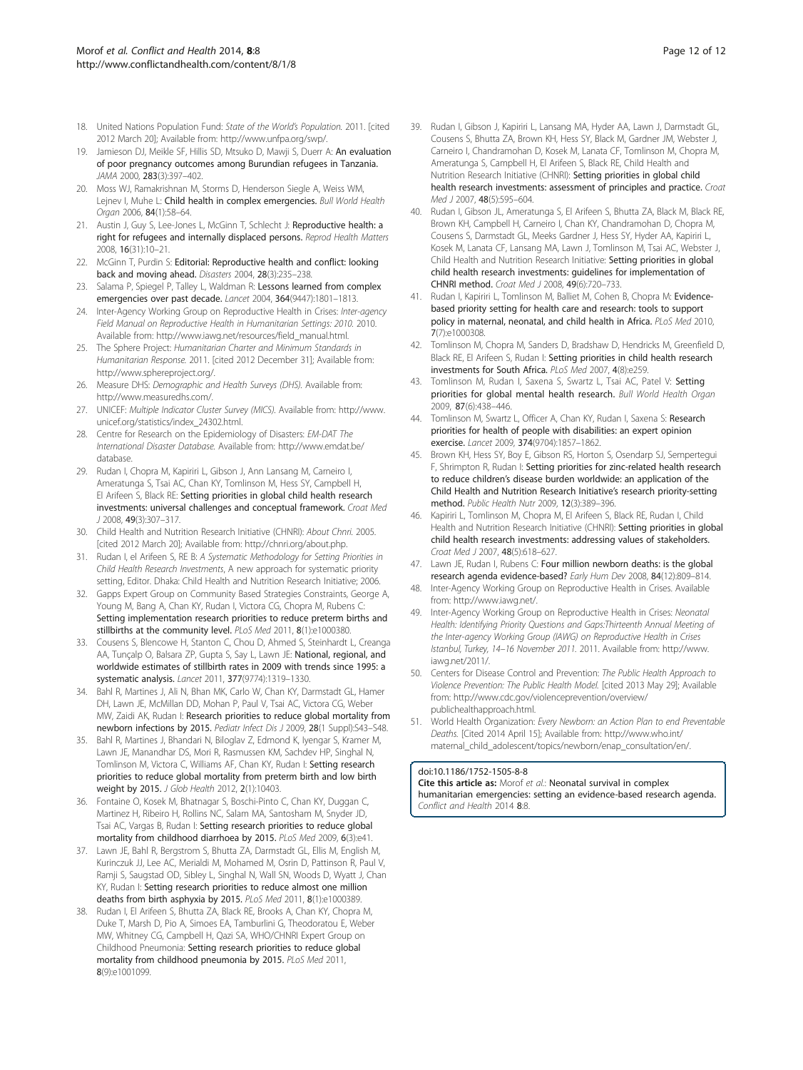18. United Nations Population Fund: *State of the World's Population.* 2011. [cited 2012 March 20]; Available from: http://www.unfpa.org/swp/.
19. Jamieson DJ, Meikle SF, Hillis SD, Mtsuko D, Mawji S, Duerr A: **An evaluation of poor pregnancy outcomes among Burundian refugees in Tanzania.** *JAMA* 2000, **283**(3):397–402.
20. Moss WJ, Ramakrishnan M, Storms D, Henderson Siegle A, Weiss WM, Lejnev I, Muhe L: **Child health in complex emergencies.** *Bull World Health Organ* 2006, **84**(1):58–64.
21. Austin J, Guy S, Lee-Jones L, McGinn T, Schlecht J: **Reproductive health: a right for refugees and internally displaced persons.** *Reprod Health Matters* 2008, **16**(31):10–21.
22. McGinn T, Purdin S: **Editorial: Reproductive health and conflict: looking back and moving ahead.** *Disasters* 2004, **28**(3):235–238.
23. Salama P, Spiegel P, Talley L, Waldman R: **Lessons learned from complex emergencies over past decade.** *Lancet* 2004, **364**(9447):1801–1813.
24. Inter-Agency Working Group on Reproductive Health in Crises: *Inter-agency Field Manual on Reproductive Health in Humanitarian Settings: 2010.* 2010. Available from: http://www.iawg.net/resources/field_manual.html.
25. The Sphere Project: *Humanitarian Charter and Minimum Standards in Humanitarian Response.* 2011. [cited 2012 December 31]; Available from: http://www.sphereproject.org/.
26. Measure DHS: *Demographic and Health Surveys (DHS).* Available from: http://www.measuredhs.com/.
27. UNICEF: *Multiple Indicator Cluster Survey (MICS).* Available from: http://www.unicef.org/statistics/index_24302.html.
28. Centre for Research on the Epidemiology of Disasters: *EM-DAT The International Disaster Database.* Available from: http://www.emdat.be/database.
29. Rudan I, Chopra M, Kapiriri L, Gibson J, Ann Lansang M, Carneiro I, Ameratunga S, Tsai AC, Chan KY, Tomlinson M, Hess SY, Campbell H, El Arifeen S, Black RE: **Setting priorities in global child health research investments: universal challenges and conceptual framework.** *Croat Med J* 2008, **49**(3):307–317.
30. Child Health and Nutrition Research Initiative (CHNRI): *About Chnri.* 2005. [cited 2012 March 20]; Available from: http://chnri.org/about.php.
31. Rudan I, el Arifeen S, RE B: *A Systematic Methodology for Setting Priorities in Child Health Research Investments*, A new approach for systematic priority setting, Editor. Dhaka: Child Health and Nutrition Research Initiative; 2006.
32. Gapps Expert Group on Community Based Strategies Constraints, George A, Young M, Bang A, Chan KY, Rudan I, Victora CG, Chopra M, Rubens C: **Setting implementation research priorities to reduce preterm births and stillbirths at the community level.** *PLoS Med* 2011, **8**(1):e1000380.
33. Cousens S, Blencowe H, Stanton C, Chou D, Ahmed S, Steinhardt L, Creanga AA, Tunçalp O, Balsara ZP, Gupta S, Say L, Lawn JE: **National, regional, and worldwide estimates of stillbirth rates in 2009 with trends since 1995: a systematic analysis.** *Lancet* 2011, **377**(9774):1319–1330.
34. Bahl R, Martines J, Ali N, Bhan MK, Carlo W, Chan KY, Darmstadt GL, Hamer DH, Lawn JE, McMillan DD, Mohan P, Paul V, Tsai AC, Victora CG, Weber MW, Zaidi AK, Rudan I: **Research priorities to reduce global mortality from newborn infections by 2015.** *Pediatr Infect Dis J* 2009, **28**(1 Suppl):S43–S48.
35. Bahl R, Martines J, Bhandari N, Biloglav Z, Edmond K, Iyengar S, Kramer M, Lawn JE, Manandhar DS, Mori R, Rasmussen KM, Sachdev HP, Singhal N, Tomlinson M, Victora C, Williams AF, Chan KY, Rudan I: **Setting research priorities to reduce global mortality from preterm birth and low birth weight by 2015.** *J Glob Health* 2012, **2**(1):10403.
36. Fontaine O, Kosek M, Bhatnagar S, Boschi-Pinto C, Chan KY, Duggan C, Martinez H, Ribeiro H, Rollins NC, Salam MA, Santosham M, Snyder JD, Tsai AC, Vargas B, Rudan I: **Setting research priorities to reduce global mortality from childhood diarrhoea by 2015.** *PLoS Med* 2009, **6**(3):e41.
37. Lawn JE, Bahl R, Bergstrom S, Bhutta ZA, Darmstadt GL, Ellis M, English M, Kurinczuk JJ, Lee AC, Merialdi M, Mohamed M, Osrin D, Pattinson R, Paul V, Ramji S, Saugstad OD, Sibley L, Singhal N, Wall SN, Woods D, Wyatt J, Chan KY, Rudan I: **Setting research priorities to reduce almost one million deaths from birth asphyxia by 2015.** *PLoS Med* 2011, **8**(1):e1000389.
38. Rudan I, El Arifeen S, Bhutta ZA, Black RE, Brooks A, Chan KY, Chopra M, Duke T, Marsh D, Pio A, Simoes EA, Tamburlini G, Theodoratou E, Weber MW, Whitney CG, Campbell H, Qazi SA, WHO/CHNRI Expert Group on Childhood Pneumonia: **Setting research priorities to reduce global mortality from childhood pneumonia by 2015.** *PLoS Med* 2011, **8**(9):e1001099.
39. Rudan I, Gibson J, Kapiriri L, Lansang MA, Hyder AA, Lawn J, Darmstadt GL, Cousens S, Bhutta ZA, Brown KH, Hess SY, Black M, Gardner JM, Webster J, Carneiro I, Chandramohan D, Kosek M, Lanata CF, Tomlinson M, Chopra M, Ameratunga S, Campbell H, El Arifeen S, Black RE, Child Health and Nutrition Research Initiative (CHNRI): **Setting priorities in global child health research investments: assessment of principles and practice.** *Croat Med J* 2007, **48**(5):595–604.
40. Rudan I, Gibson JL, Ameratunga S, El Arifeen S, Bhutta ZA, Black M, Black RE, Brown KH, Campbell H, Carneiro I, Chan KY, Chandramohan D, Chopra M, Cousens S, Darmstadt GL, Meeks Gardner J, Hess SY, Hyder AA, Kapiriri L, Kosek M, Lanata CF, Lansang MA, Lawn J, Tomlinson M, Tsai AC, Webster J, Child Health and Nutrition Research Initiative: **Setting priorities in global child health research investments: guidelines for implementation of CHNRI method.** *Croat Med J* 2008, **49**(6):720–733.
41. Rudan I, Kapiriri L, Tomlinson M, Balliet M, Cohen B, Chopra M: **Evidence-based priority setting for health care and research: tools to support policy in maternal, neonatal, and child health in Africa.** *PLoS Med* 2010, **7**(7):e1000308.
42. Tomlinson M, Chopra M, Sanders D, Bradshaw D, Hendricks M, Greenfield D, Black RE, El Arifeen S, Rudan I: **Setting priorities in child health research investments for South Africa.** *PLoS Med* 2007, **4**(8):e259.
43. Tomlinson M, Rudan I, Saxena S, Swartz L, Tsai AC, Patel V: **Setting priorities for global mental health research.** *Bull World Health Organ* 2009, **87**(6):438–446.
44. Tomlinson M, Swartz L, Officer A, Chan KY, Rudan I, Saxena S: **Research priorities for health of people with disabilities: an expert opinion exercise.** *Lancet* 2009, **374**(9704):1857–1862.
45. Brown KH, Hess SY, Boy E, Gibson RS, Horton S, Osendarp SJ, Sempertegui F, Shrimpton R, Rudan I: **Setting priorities for zinc-related health research to reduce children's disease burden worldwide: an application of the Child Health and Nutrition Research Initiative's research priority-setting method.** *Public Health Nutr* 2009, **12**(3):389–396.
46. Kapiriri L, Tomlinson M, Chopra M, El Arifeen S, Black RE, Rudan I, Child Health and Nutrition Research Initiative (CHNRI): **Setting priorities in global child health research investments: addressing values of stakeholders.** *Croat Med J* 2007, **48**(5):618–627.
47. Lawn JE, Rudan I, Rubens C: **Four million newborn deaths: is the global research agenda evidence-based?** *Early Hum Dev* 2008, **84**(12):809–814.
48. Inter-Agency Working Group on Reproductive Health in Crises. Available from: http://www.iawg.net/.
49. Inter-Agency Working Group on Reproductive Health in Crises: *Neonatal Health: Identifying Priority Questions and Gaps:Thirteenth Annual Meeting of the Inter-agency Working Group (IAWG) on Reproductive Health in Crises Istanbul, Turkey, 14–16 November 2011.* 2011. Available from: http://www.iawg.net/2011/.
50. Centers for Disease Control and Prevention: *The Public Health Approach to Violence Prevention: The Public Health Model.* [cited 2013 May 29]; Available from: http://www.cdc.gov/violenceprevention/overview/publichealthapproach.html.
51. World Health Organization: *Every Newborn: an Action Plan to end Preventable Deaths.* [Cited 2014 April 15]; Available from: http://www.who.int/maternal_child_adolescent/topics/newborn/enap_consultation/en/.

doi:10.1186/1752-1505-8-8

**Cite this article as:** Morof *et al.*: **Neonatal survival in complex humanitarian emergencies: setting an evidence-based research agenda.** *Conflict and Health* 2014 **8**:8.